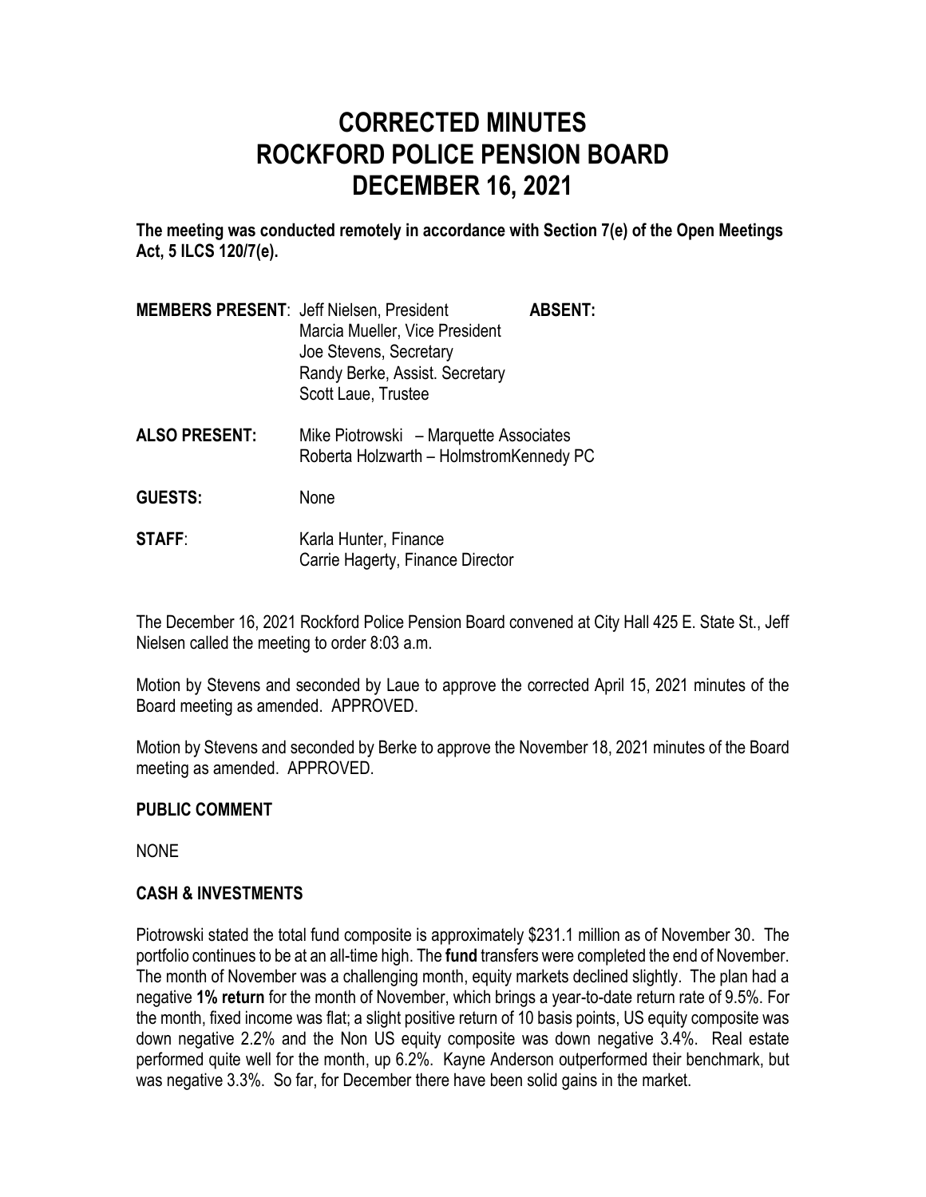# CORRECTED MINUTES
# ROCKFORD POLICE PENSION BOARD
# DECEMBER 16, 2021

**The meeting was conducted remotely in accordance with Section 7(e) of the Open Meetings Act, 5 ILCS 120/7(e).**

**MEMBERS PRESENT**: Jeff Nielsen, President
Marcia Mueller, Vice President
Joe Stevens, Secretary
Randy Berke, Assist. Secretary
Scott Laue, Trustee

**ABSENT:**

**ALSO PRESENT:** Mike Piotrowski – Marquette Associates
Roberta Holzwarth – HolmstromKennedy PC

**GUESTS:** None

**STAFF**: Karla Hunter, Finance
Carrie Hagerty, Finance Director

The December 16, 2021 Rockford Police Pension Board convened at City Hall 425 E. State St., Jeff Nielsen called the meeting to order 8:03 a.m.

Motion by Stevens and seconded by Laue to approve the corrected April 15, 2021 minutes of the Board meeting as amended. APPROVED.

Motion by Stevens and seconded by Berke to approve the November 18, 2021 minutes of the Board meeting as amended. APPROVED.

## PUBLIC COMMENT

NONE

## CASH & INVESTMENTS

Piotrowski stated the total fund composite is approximately $231.1 million as of November 30. The portfolio continues to be at an all-time high. The **fund** transfers were completed the end of November. The month of November was a challenging month, equity markets declined slightly. The plan had a negative **1% return** for the month of November, which brings a year-to-date return rate of 9.5%. For the month, fixed income was flat; a slight positive return of 10 basis points, US equity composite was down negative 2.2% and the Non US equity composite was down negative 3.4%. Real estate performed quite well for the month, up 6.2%. Kayne Anderson outperformed their benchmark, but was negative 3.3%. So far, for December there have been solid gains in the market.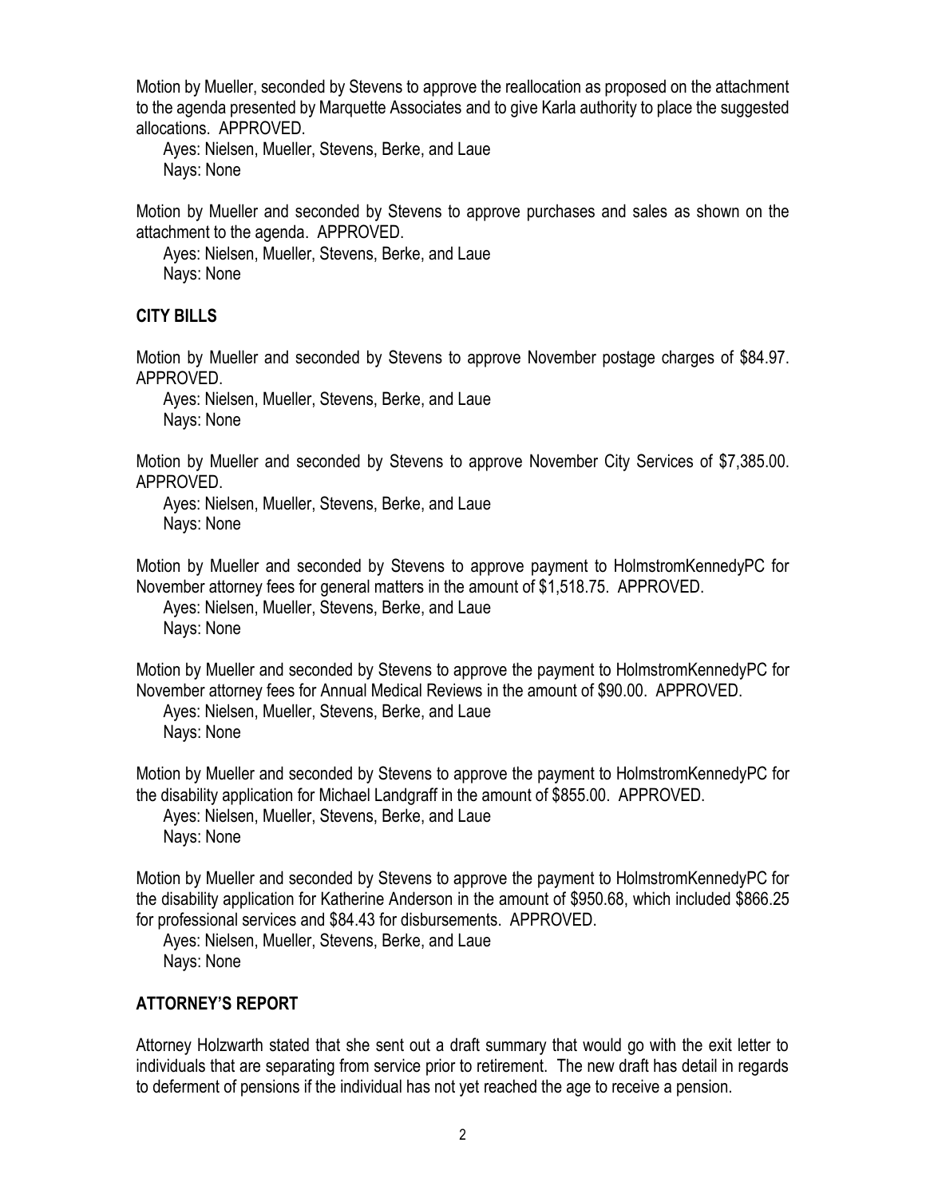Motion by Mueller, seconded by Stevens to approve the reallocation as proposed on the attachment to the agenda presented by Marquette Associates and to give Karla authority to place the suggested allocations. APPROVED.

Ayes: Nielsen, Mueller, Stevens, Berke, and Laue
Nays: None

Motion by Mueller and seconded by Stevens to approve purchases and sales as shown on the attachment to the agenda. APPROVED.

Ayes: Nielsen, Mueller, Stevens, Berke, and Laue
Nays: None

## CITY BILLS

Motion by Mueller and seconded by Stevens to approve November postage charges of $84.97. APPROVED.

Ayes: Nielsen, Mueller, Stevens, Berke, and Laue
Nays: None

Motion by Mueller and seconded by Stevens to approve November City Services of $7,385.00. APPROVED.

Ayes: Nielsen, Mueller, Stevens, Berke, and Laue
Nays: None

Motion by Mueller and seconded by Stevens to approve payment to HolmstromKennedyPC for November attorney fees for general matters in the amount of $1,518.75. APPROVED.

Ayes: Nielsen, Mueller, Stevens, Berke, and Laue
Nays: None

Motion by Mueller and seconded by Stevens to approve the payment to HolmstromKennedyPC for November attorney fees for Annual Medical Reviews in the amount of $90.00. APPROVED.

Ayes: Nielsen, Mueller, Stevens, Berke, and Laue
Nays: None

Motion by Mueller and seconded by Stevens to approve the payment to HolmstromKennedyPC for the disability application for Michael Landgraff in the amount of $855.00. APPROVED.

Ayes: Nielsen, Mueller, Stevens, Berke, and Laue
Nays: None

Motion by Mueller and seconded by Stevens to approve the payment to HolmstromKennedyPC for the disability application for Katherine Anderson in the amount of $950.68, which included $866.25 for professional services and $84.43 for disbursements. APPROVED.

Ayes: Nielsen, Mueller, Stevens, Berke, and Laue
Nays: None

## ATTORNEY'S REPORT

Attorney Holzwarth stated that she sent out a draft summary that would go with the exit letter to individuals that are separating from service prior to retirement. The new draft has detail in regards to deferment of pensions if the individual has not yet reached the age to receive a pension.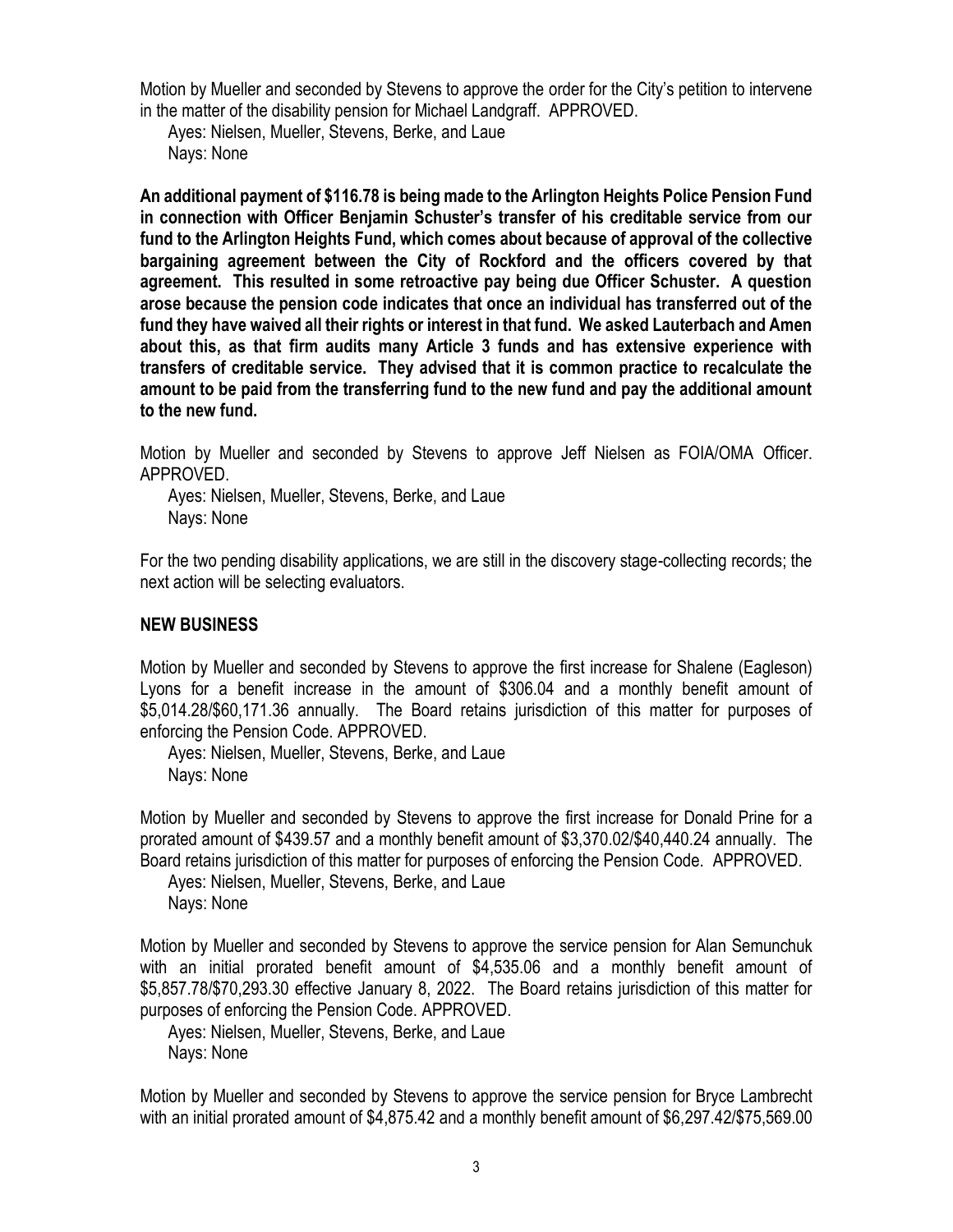Motion by Mueller and seconded by Stevens to approve the order for the City's petition to intervene in the matter of the disability pension for Michael Landgraff. APPROVED.

Ayes: Nielsen, Mueller, Stevens, Berke, and Laue
Nays: None

**An additional payment of $116.78 is being made to the Arlington Heights Police Pension Fund in connection with Officer Benjamin Schuster's transfer of his creditable service from our fund to the Arlington Heights Fund, which comes about because of approval of the collective bargaining agreement between the City of Rockford and the officers covered by that agreement. This resulted in some retroactive pay being due Officer Schuster. A question arose because the pension code indicates that once an individual has transferred out of the fund they have waived all their rights or interest in that fund. We asked Lauterbach and Amen about this, as that firm audits many Article 3 funds and has extensive experience with transfers of creditable service. They advised that it is common practice to recalculate the amount to be paid from the transferring fund to the new fund and pay the additional amount to the new fund.**

Motion by Mueller and seconded by Stevens to approve Jeff Nielsen as FOIA/OMA Officer. APPROVED.

Ayes: Nielsen, Mueller, Stevens, Berke, and Laue
Nays: None

For the two pending disability applications, we are still in the discovery stage-collecting records; the next action will be selecting evaluators.

## NEW BUSINESS

Motion by Mueller and seconded by Stevens to approve the first increase for Shalene (Eagleson) Lyons for a benefit increase in the amount of $306.04 and a monthly benefit amount of $5,014.28/$60,171.36 annually. The Board retains jurisdiction of this matter for purposes of enforcing the Pension Code. APPROVED.

Ayes: Nielsen, Mueller, Stevens, Berke, and Laue
Nays: None

Motion by Mueller and seconded by Stevens to approve the first increase for Donald Prine for a prorated amount of $439.57 and a monthly benefit amount of $3,370.02/$40,440.24 annually. The Board retains jurisdiction of this matter for purposes of enforcing the Pension Code. APPROVED.

Ayes: Nielsen, Mueller, Stevens, Berke, and Laue
Nays: None

Motion by Mueller and seconded by Stevens to approve the service pension for Alan Semunchuk with an initial prorated benefit amount of $4,535.06 and a monthly benefit amount of $5,857.78/$70,293.30 effective January 8, 2022. The Board retains jurisdiction of this matter for purposes of enforcing the Pension Code. APPROVED.

Ayes: Nielsen, Mueller, Stevens, Berke, and Laue
Nays: None

Motion by Mueller and seconded by Stevens to approve the service pension for Bryce Lambrecht with an initial prorated amount of $4,875.42 and a monthly benefit amount of $6,297.42/$75,569.00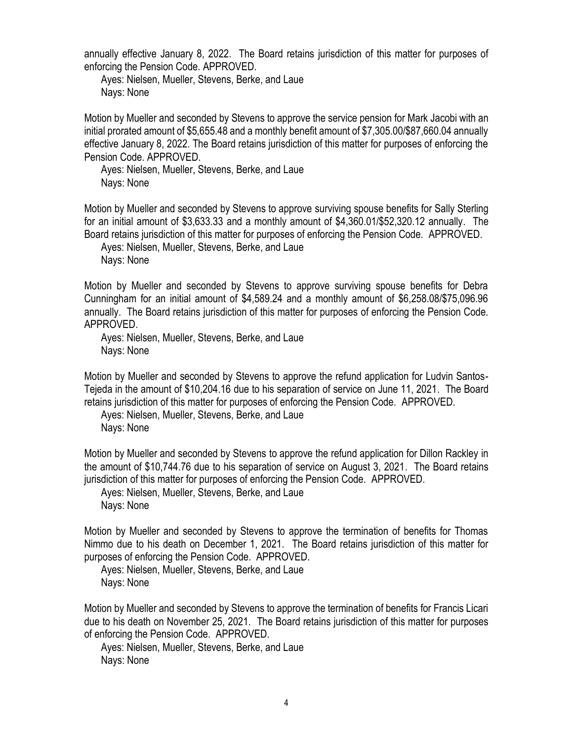annually effective January 8, 2022. The Board retains jurisdiction of this matter for purposes of enforcing the Pension Code. APPROVED.

Ayes: Nielsen, Mueller, Stevens, Berke, and Laue
Nays: None

Motion by Mueller and seconded by Stevens to approve the service pension for Mark Jacobi with an initial prorated amount of $5,655.48 and a monthly benefit amount of $7,305.00/$87,660.04 annually effective January 8, 2022. The Board retains jurisdiction of this matter for purposes of enforcing the Pension Code. APPROVED.

Ayes: Nielsen, Mueller, Stevens, Berke, and Laue
Nays: None

Motion by Mueller and seconded by Stevens to approve surviving spouse benefits for Sally Sterling for an initial amount of $3,633.33 and a monthly amount of $4,360.01/$52,320.12 annually. The Board retains jurisdiction of this matter for purposes of enforcing the Pension Code. APPROVED.

Ayes: Nielsen, Mueller, Stevens, Berke, and Laue
Nays: None

Motion by Mueller and seconded by Stevens to approve surviving spouse benefits for Debra Cunningham for an initial amount of $4,589.24 and a monthly amount of $6,258.08/$75,096.96 annually. The Board retains jurisdiction of this matter for purposes of enforcing the Pension Code. APPROVED.

Ayes: Nielsen, Mueller, Stevens, Berke, and Laue
Nays: None

Motion by Mueller and seconded by Stevens to approve the refund application for Ludvin Santos-Tejeda in the amount of $10,204.16 due to his separation of service on June 11, 2021. The Board retains jurisdiction of this matter for purposes of enforcing the Pension Code. APPROVED.

Ayes: Nielsen, Mueller, Stevens, Berke, and Laue
Nays: None

Motion by Mueller and seconded by Stevens to approve the refund application for Dillon Rackley in the amount of $10,744.76 due to his separation of service on August 3, 2021. The Board retains jurisdiction of this matter for purposes of enforcing the Pension Code. APPROVED.

Ayes: Nielsen, Mueller, Stevens, Berke, and Laue
Nays: None

Motion by Mueller and seconded by Stevens to approve the termination of benefits for Thomas Nimmo due to his death on December 1, 2021. The Board retains jurisdiction of this matter for purposes of enforcing the Pension Code. APPROVED.

Ayes: Nielsen, Mueller, Stevens, Berke, and Laue
Nays: None

Motion by Mueller and seconded by Stevens to approve the termination of benefits for Francis Licari due to his death on November 25, 2021. The Board retains jurisdiction of this matter for purposes of enforcing the Pension Code. APPROVED.

Ayes: Nielsen, Mueller, Stevens, Berke, and Laue
Nays: None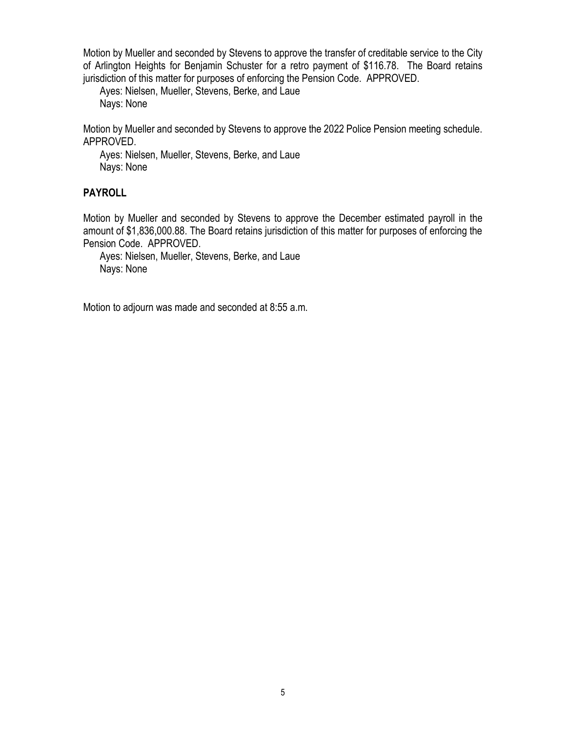Motion by Mueller and seconded by Stevens to approve the transfer of creditable service to the City of Arlington Heights for Benjamin Schuster for a retro payment of $116.78. The Board retains jurisdiction of this matter for purposes of enforcing the Pension Code. APPROVED.

Ayes: Nielsen, Mueller, Stevens, Berke, and Laue
Nays: None

Motion by Mueller and seconded by Stevens to approve the 2022 Police Pension meeting schedule. APPROVED.

Ayes: Nielsen, Mueller, Stevens, Berke, and Laue
Nays: None

## PAYROLL

Motion by Mueller and seconded by Stevens to approve the December estimated payroll in the amount of $1,836,000.88. The Board retains jurisdiction of this matter for purposes of enforcing the Pension Code. APPROVED.

Ayes: Nielsen, Mueller, Stevens, Berke, and Laue
Nays: None

Motion to adjourn was made and seconded at 8:55 a.m.